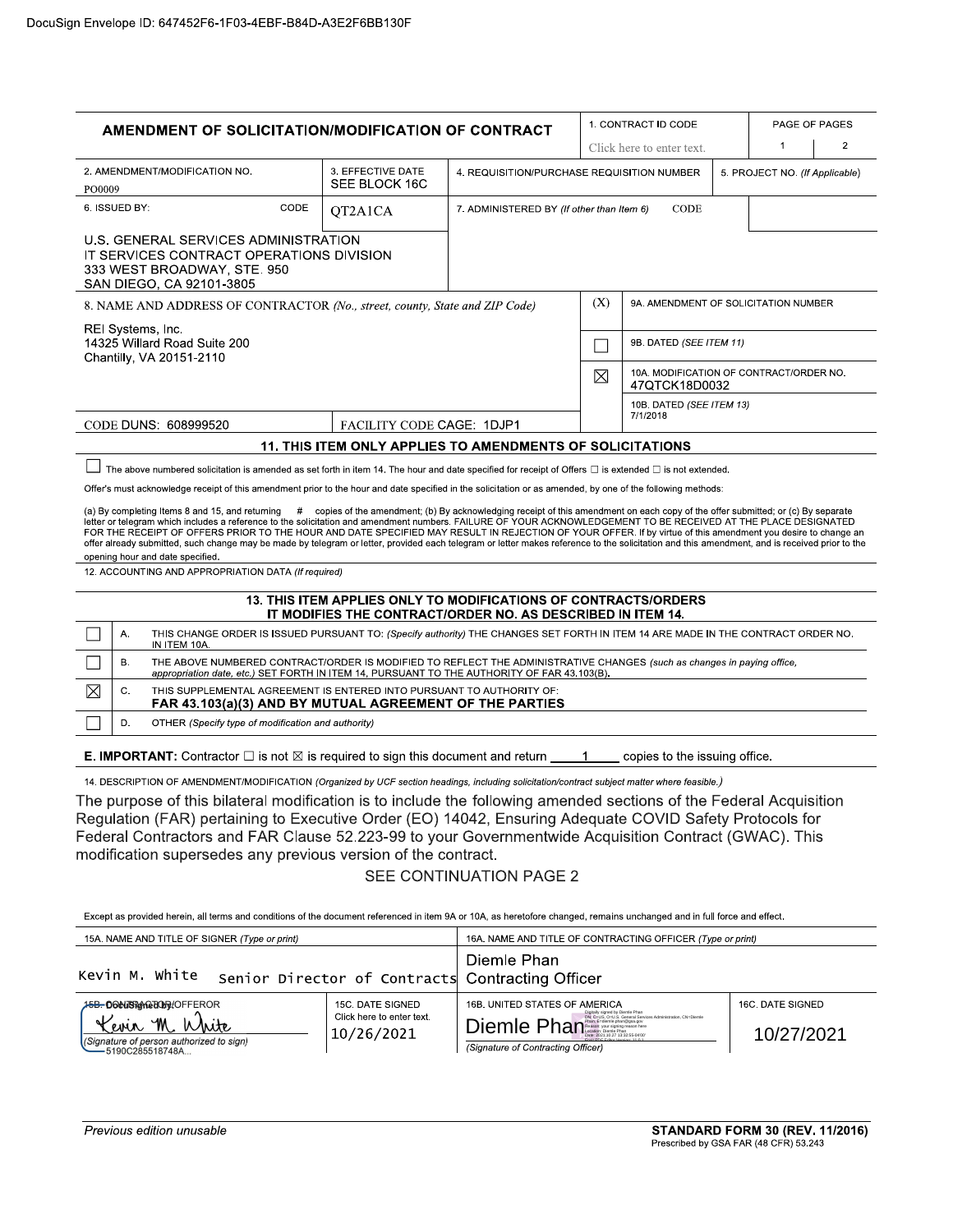DocuSign Envelope ID: 647452F6-1F03-4EBF-B84D-A3E2F6BB130F

# AMENDMENT OF SOLICITATION/MODIFICATION OF CONTRACT

| | | | |
|---|---|---|---|
| 1. CONTRACT ID CODE | Click here to enter text. | PAGE OF PAGES | 1 / 2 |
| 2. AMENDMENT/MODIFICATION NO. PO0009 | 3. EFFECTIVE DATE SEE BLOCK 16C | 4. REQUISITION/PURCHASE REQUISITION NUMBER | 5. PROJECT NO. (If Applicable) |
| 6. ISSUED BY: CODE QT2A1CA | | 7. ADMINISTERED BY (If other than Item 6) CODE | |

U.S. GENERAL SERVICES ADMINISTRATION
IT SERVICES CONTRACT OPERATIONS DIVISION
333 WEST BROADWAY, STE. 950
SAN DIEGO, CA 92101-3805

8. NAME AND ADDRESS OF CONTRACTOR (No., street, county, State and ZIP Code)

REI Systems, Inc.
14325 Willard Road Suite 200
Chantilly, VA 20151-2110

CODE DUNS: 608999520 | FACILITY CODE CAGE: 1DJP1

| (X) | |
|---|---|
| | 9A. AMENDMENT OF SOLICITATION NUMBER |
| ☐ | 9B. DATED (SEE ITEM 11) |
| ☒ | 10A. MODIFICATION OF CONTRACT/ORDER NO. 47QTCK18D0032 |
| | 10B. DATED (SEE ITEM 13) 7/1/2018 |

## 11. THIS ITEM ONLY APPLIES TO AMENDMENTS OF SOLICITATIONS

☐ The above numbered solicitation is amended as set forth in item 14. The hour and date specified for receipt of Offers ☐ is extended ☐ is not extended.

Offer's must acknowledge receipt of this amendment prior to the hour and date specified in the solicitation or as amended, by one of the following methods:

(a) By completing Items 8 and 15, and returning # copies of the amendment; (b) By acknowledging receipt of this amendment on each copy of the offer submitted; or (c) By separate letter or telegram which includes a reference to the solicitation and amendment numbers. FAILURE OF YOUR ACKNOWLEDGEMENT TO BE RECEIVED AT THE PLACE DESIGNATED FOR THE RECEIPT OF OFFERS PRIOR TO THE HOUR AND DATE SPECIFIED MAY RESULT IN REJECTION OF YOUR OFFER. If by virtue of this amendment you desire to change an offer already submitted, such change may be made by telegram or letter, provided each telegram or letter makes reference to the solicitation and this amendment, and is received prior to the opening hour and date specified.

12. ACCOUNTING AND APPROPRIATION DATA (If required)

## 13. THIS ITEM APPLIES ONLY TO MODIFICATIONS OF CONTRACTS/ORDERS IT MODIFIES THE CONTRACT/ORDER NO. AS DESCRIBED IN ITEM 14.

| | | |
|---|---|---|
| ☐ | A. | THIS CHANGE ORDER IS ISSUED PURSUANT TO: (Specify authority) THE CHANGES SET FORTH IN ITEM 14 ARE MADE IN THE CONTRACT ORDER NO. IN ITEM 10A. |
| ☐ | B. | THE ABOVE NUMBERED CONTRACT/ORDER IS MODIFIED TO REFLECT THE ADMINISTRATIVE CHANGES (such as changes in paying office, appropriation date, etc.) SET FORTH IN ITEM 14, PURSUANT TO THE AUTHORITY OF FAR 43.103(B). |
| ☒ | C. | THIS SUPPLEMENTAL AGREEMENT IS ENTERED INTO PURSUANT TO AUTHORITY OF: **FAR 43.103(a)(3) AND BY MUTUAL AGREEMENT OF THE PARTIES** |
| ☐ | D. | OTHER (Specify type of modification and authority) |

**E. IMPORTANT:** Contractor ☐ is not ☒ is required to sign this document and return 1 copies to the issuing office.

14. DESCRIPTION OF AMENDMENT/MODIFICATION (Organized by UCF section headings, including solicitation/contract subject matter where feasible.)

The purpose of this bilateral modification is to include the following amended sections of the Federal Acquisition Regulation (FAR) pertaining to Executive Order (EO) 14042, Ensuring Adequate COVID Safety Protocols for Federal Contractors and FAR Clause 52.223-99 to your Governmentwide Acquisition Contract (GWAC). This modification supersedes any previous version of the contract.

SEE CONTINUATION PAGE 2

Except as provided herein, all terms and conditions of the document referenced in item 9A or 10A, as heretofore changed, remains unchanged and in full force and effect.

| | | | |
|---|---|---|---|
| 15A. NAME AND TITLE OF SIGNER (Type or print) Kevin M. White Senior Director of Contracts | | 16A. NAME AND TITLE OF CONTRACTING OFFICER (Type or print) Diemle Phan Contracting Officer | |
| 15B. CONTRACTOR/OFFEROR Kevin M. White (Signature of person authorized to sign) 5190C285518748A... | 15C. DATE SIGNED 10/26/2021 | 16B. UNITED STATES OF AMERICA Diemle Phan (Signature of Contracting Officer) | 16C. DATE SIGNED 10/27/2021 |

Previous edition unusable

**STANDARD FORM 30 (REV. 11/2016)**
Prescribed by GSA FAR (48 CFR) 53.243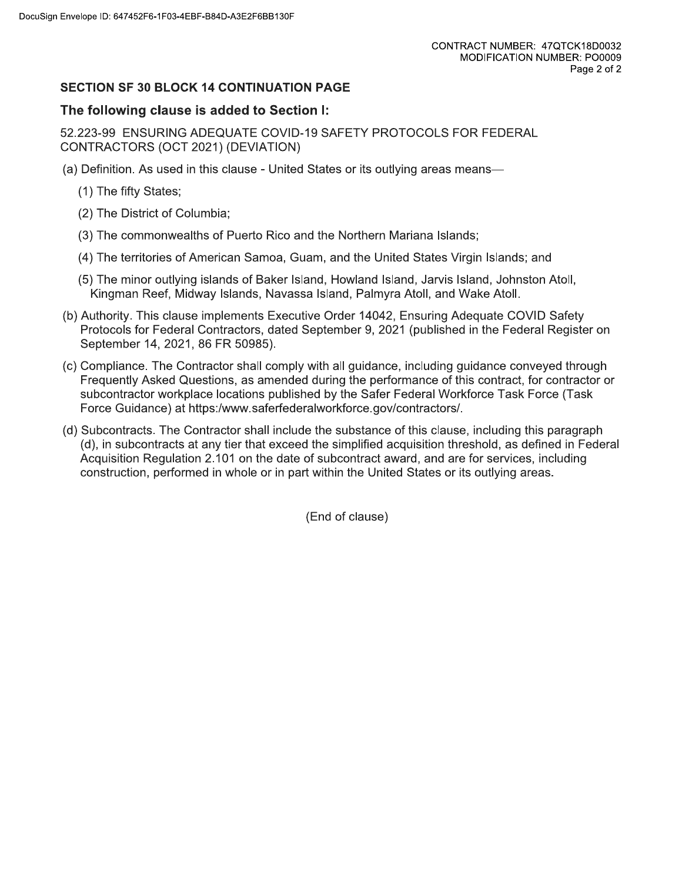CONTRACT NUMBER: 47QTCK18D0032
MODIFICATION NUMBER: PO0009

## SECTION SF 30 BLOCK 14 CONTINUATION PAGE

### The following clause is added to Section I:

52.223-99 ENSURING ADEQUATE COVID-19 SAFETY PROTOCOLS FOR FEDERAL CONTRACTORS (OCT 2021) (DEVIATION)

(a) Definition. As used in this clause - United States or its outlying areas means—

(1) The fifty States;

(2) The District of Columbia;

(3) The commonwealths of Puerto Rico and the Northern Mariana Islands;

(4) The territories of American Samoa, Guam, and the United States Virgin Islands; and

(5) The minor outlying islands of Baker Island, Howland Island, Jarvis Island, Johnston Atoll, Kingman Reef, Midway Islands, Navassa Island, Palmyra Atoll, and Wake Atoll.

(b) Authority. This clause implements Executive Order 14042, Ensuring Adequate COVID Safety Protocols for Federal Contractors, dated September 9, 2021 (published in the Federal Register on September 14, 2021, 86 FR 50985).

(c) Compliance. The Contractor shall comply with all guidance, including guidance conveyed through Frequently Asked Questions, as amended during the performance of this contract, for contractor or subcontractor workplace locations published by the Safer Federal Workforce Task Force (Task Force Guidance) at https:/www.saferfederalworkforce.gov/contractors/.

(d) Subcontracts. The Contractor shall include the substance of this clause, including this paragraph (d), in subcontracts at any tier that exceed the simplified acquisition threshold, as defined in Federal Acquisition Regulation 2.101 on the date of subcontract award, and are for services, including construction, performed in whole or in part within the United States or its outlying areas.

(End of clause)